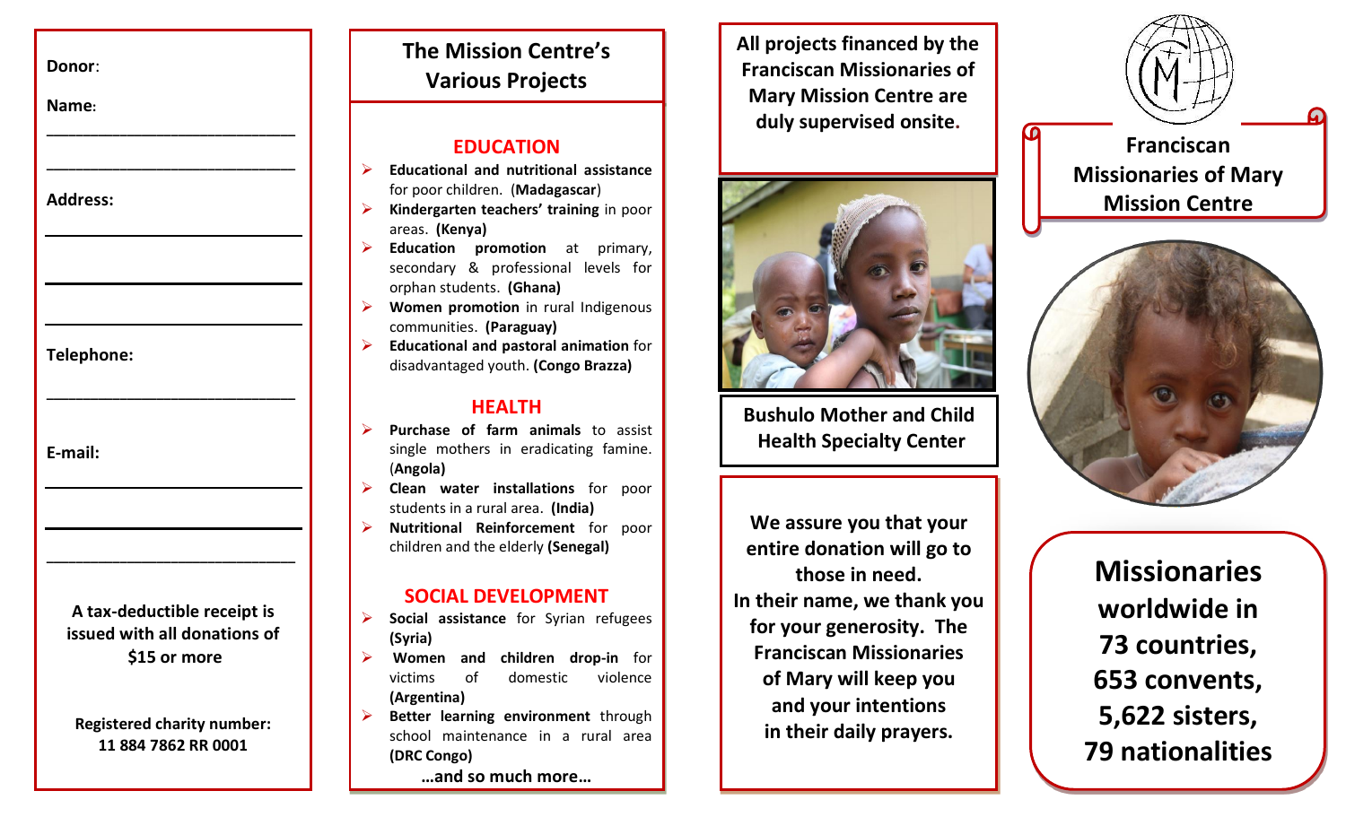**Donor**:

**Name**:

___________________________

___________________________

**Address:**

___________________________

___________________________

___________________________

**Telephone:**

___________________________

**E-mail:**

___________________________

___________________________

___________________________

**A tax-deductible receipt is issued with all donations of $15 or more**

**Registered charity number: 11 884 7862 RR 0001**

## The Mission Centre's Various Projects

### EDUCATION

- **Educational and nutritional assistance** for poor children. (**Madagascar**)
- **Kindergarten teachers' training** in poor areas. **(Kenya)**
- **Education promotion** at primary, secondary & professional levels for orphan students. **(Ghana)**
- **Women promotion** in rural Indigenous communities. **(Paraguay)**
- **Educational and pastoral animation** for disadvantaged youth. **(Congo Brazza)**

### HEALTH

- **Purchase of farm animals** to assist single mothers in eradicating famine. (**Angola)**
- **Clean water installations** for poor students in a rural area. **(India)**
- **Nutritional Reinforcement** for poor children and the elderly **(Senegal)**

### SOCIAL DEVELOPMENT

- **Social assistance** for Syrian refugees **(Syria)**
- **Women and children drop-in** for victims of domestic violence **(Argentina)**
- **Better learning environment** through school maintenance in a rural area **(DRC Congo)**

**…and so much more…**

**All projects financed by the Franciscan Missionaries of Mary Mission Centre are duly supervised onsite.**

**Bushulo Mother and Child Health Specialty Center**

**We assure you that your entire donation will go to those in need. In their name, we thank you for your generosity. The Franciscan Missionaries of Mary will keep you and your intentions in their daily prayers.**

# Franciscan Missionaries of Mary Mission Centre

**Missionaries worldwide in 73 countries, 653 convents, 5,622 sisters, 79 nationalities**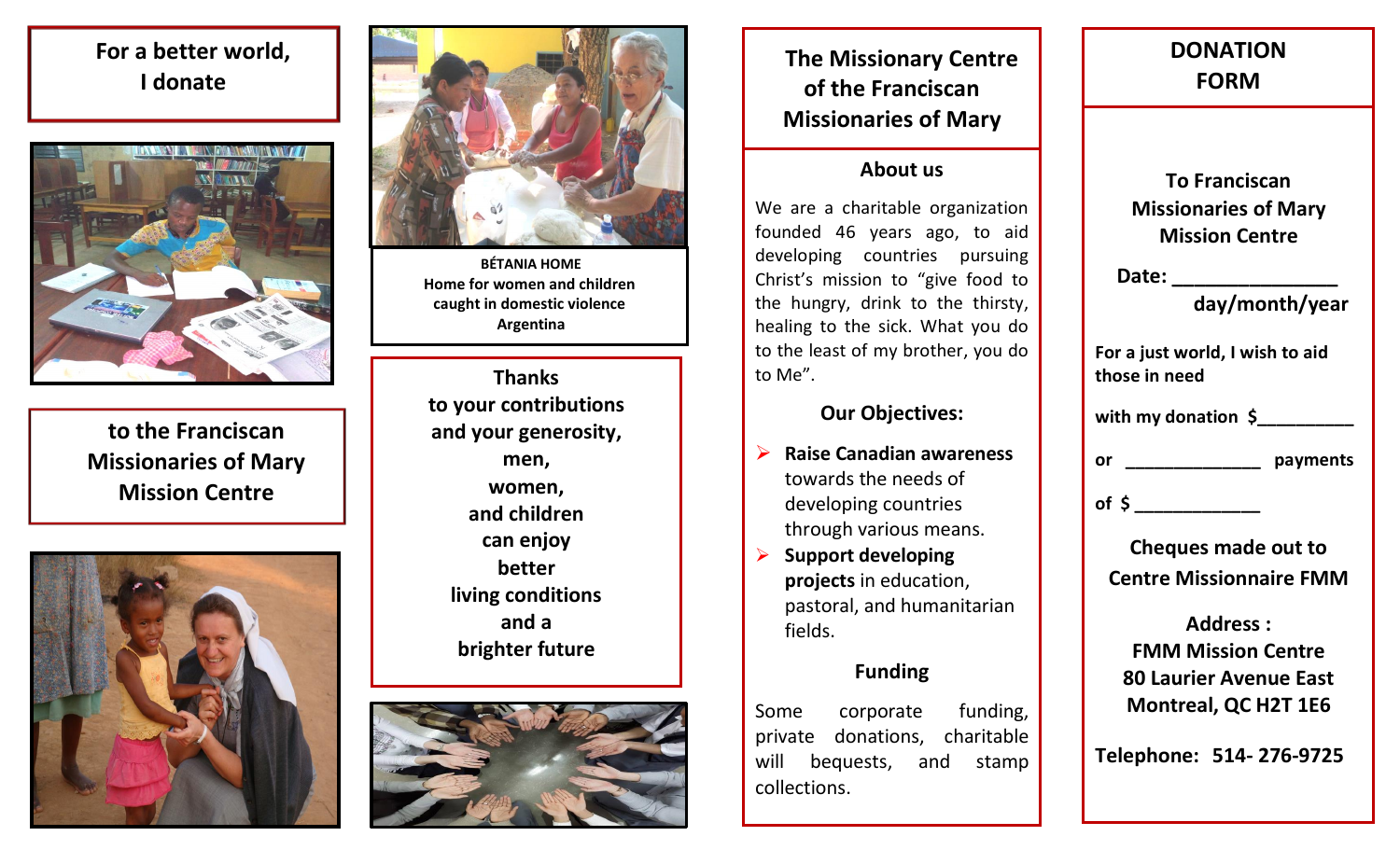**For a better world, I donate**

**to the Franciscan Missionaries of Mary Mission Centre**

**BÉTANIA HOME**
**Home for women and children caught in domestic violence**
**Argentina**

**Thanks to your contributions and your generosity, men, women, and children can enjoy better living conditions and a brighter future**

## The Missionary Centre of the Franciscan Missionaries of Mary

### About us

We are a charitable organization founded 46 years ago, to aid developing countries pursuing Christ's mission to "give food to the hungry, drink to the thirsty, healing to the sick. What you do to the least of my brother, you do to Me".

### Our Objectives:

- **Raise Canadian awareness** towards the needs of developing countries through various means.
- **Support developing projects** in education, pastoral, and humanitarian fields.

### Funding

Some corporate funding, private donations, charitable will bequests, and stamp collections.

## DONATION FORM

**To Franciscan Missionaries of Mary Mission Centre**

**Date: _______________**
**day/month/year**

**For a just world, I wish to aid those in need**

**with my donation $_________**

**or _____________ payments**

**of $ ____________**

**Cheques made out to Centre Missionnaire FMM**

**Address :**
**FMM Mission Centre**
**80 Laurier Avenue East**
**Montreal, QC H2T 1E6**

**Telephone: 514- 276-9725**